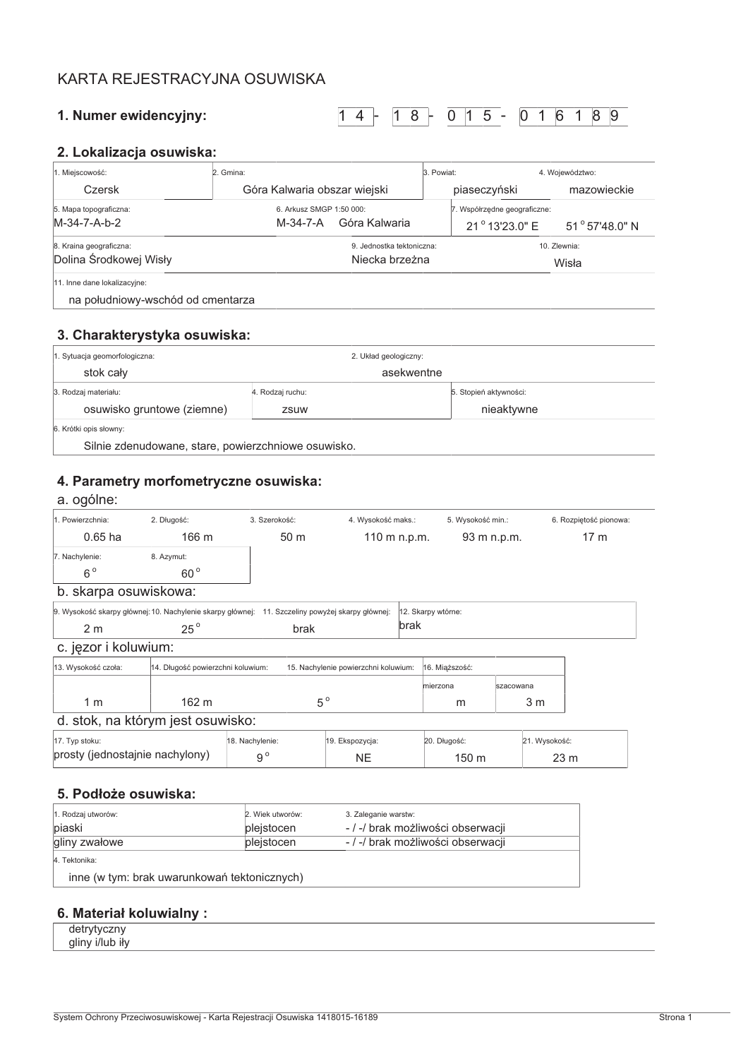# KARTA REJESTRACYJNA OSUWISKA

## 1. Numer ewidencyjny: 14-18-015-016189

## 2. Lokalizacja osuwiska:

| 1. Miejscowość: | 2. Gmina: | 3. Powiat: | 4. Województwo: |
|---|---|---|---|
| Czersk | Góra Kalwaria obszar wiejski | piaseczyński | mazowieckie |

| 5. Mapa topograficzna: | 6. Arkusz SMGP 1:50 000: | 7. Współrzędne geograficzne: | |
|---|---|---|---|
| M-34-7-A-b-2 | M-34-7-A Góra Kalwaria | 21° 13'23.0" E | 51° 57'48.0" N |

| 8. Kraina geograficzna: | 9. Jednostka tektoniczna: | 10. Zlewnia: |
|---|---|---|
| Dolina Środkowej Wisły | Niecka brzeżna | Wisła |

11. Inne dane lokalizacyjne:

na południowy-wschód od cmentarza

## 3. Charakterystyka osuwiska:

| 1. Sytuacja geomorfologiczna: | 2. Układ geologiczny: |
|---|---|
| stok cały | asekwentne |

| 3. Rodzaj materiału: | 4. Rodzaj ruchu: | 5. Stopień aktywności: |
|---|---|---|
| osuwisko gruntowe (ziemne) | zsuw | nieaktywne |

6. Krótki opis słowny:

Silnie zdenudowane, stare, powierzchniowe osuwisko.

## 4. Parametry morfometryczne osuwiska:

### a. ogólne:

| 1. Powierzchnia: | 2. Długość: | 3. Szerokość: | 4. Wysokość maks.: | 5. Wysokość min.: | 6. Rozpiętość pionowa: |
|---|---|---|---|---|---|
| 0.65 ha | 166 m | 50 m | 110 m n.p.m. | 93 m n.p.m. | 17 m |

| 7. Nachylenie: | 8. Azymut: |
|---|---|
| 6° | 60° |

### b. skarpa osuwiskowa:

| 9. Wysokość skarpy głównej: | 10. Nachylenie skarpy głównej: | 11. Szczeliny powyżej skarpy głównej: | 12. Skarpy wtórne: |
|---|---|---|---|
| 2 m | 25° | brak | brak |

### c. jęzor i koluwium:

| 13. Wysokość czoła: | 14. Długość powierzchni koluwium: | 15. Nachylenie powierzchni koluwium: | 16. Miąższość: | |
|---|---|---|---|---|
| | | | mierzona | szacowana |
| 1 m | 162 m | 5° | m | 3 m |

### d. stok, na którym jest osuwisko:

| 17. Typ stoku: | 18. Nachylenie: | 19. Ekspozycja: | 20. Długość: | 21. Wysokość: |
|---|---|---|---|---|
| prosty (jednostajnie nachylony) | 9° | NE | 150 m | 23 m |

## 5. Podłoże osuwiska:

| 1. Rodzaj utworów: | 2. Wiek utworów: | 3. Zaleganie warstw: |
|---|---|---|
| piaski | plejstocen | - / -/ brak możliwości obserwacji |
| gliny zwałowe | plejstocen | - / -/ brak możliwości obserwacji |

4. Tektonika:

inne (w tym: brak uwarunkowań tektonicznych)

## 6. Materiał koluwialny :

detrytyczny
gliny i/lub iły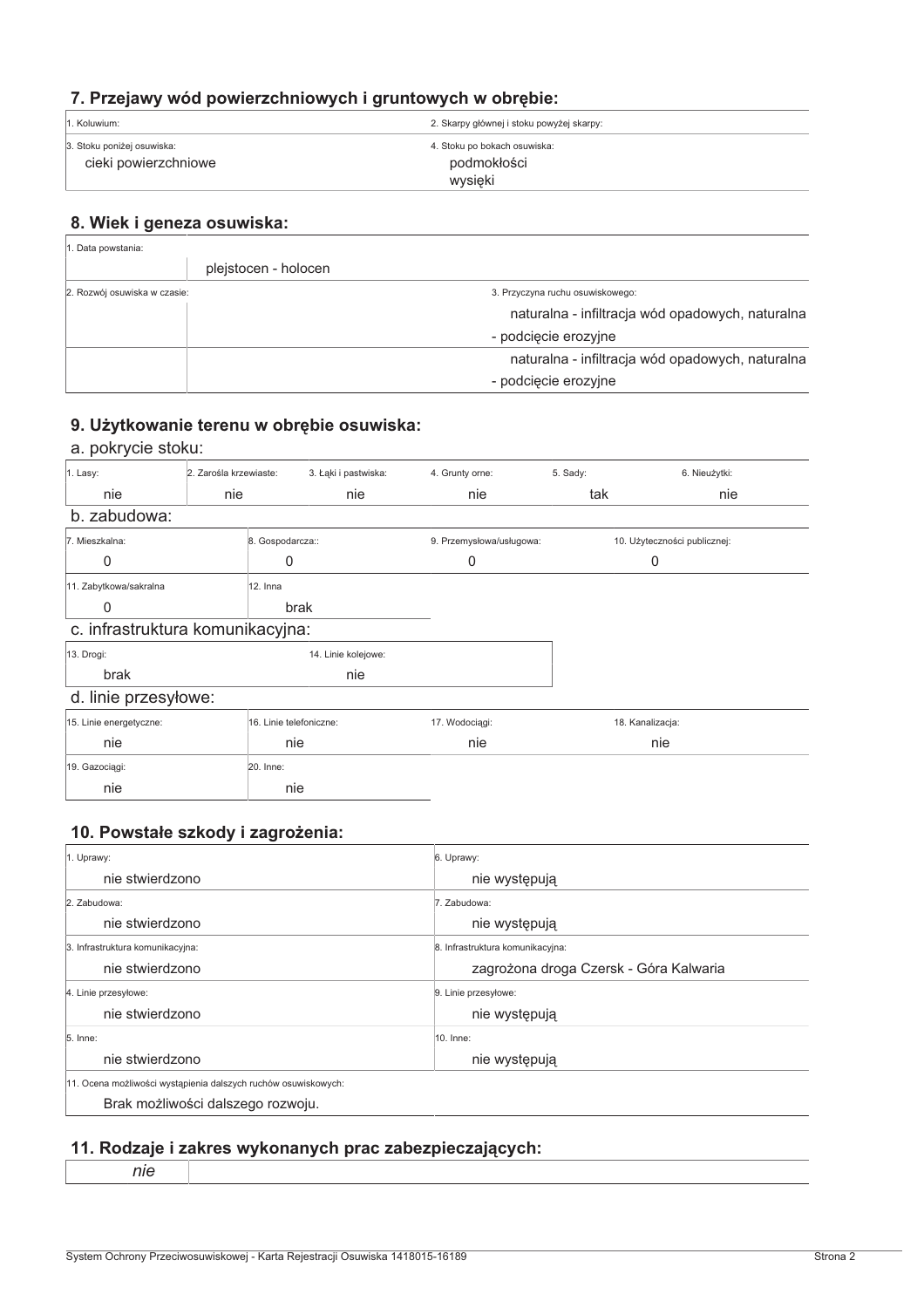## 7. Przejawy wód powierzchniowych i gruntowych w obrębie:

| 1. Koluwium: | 2. Skarpy głównej i stoku powyżej skarpy: |
|---|---|
| 3. Stoku poniżej osuwiska:<br>cieki powierzchniowe | 4. Stoku po bokach osuwiska:<br>podmokłości<br>wysięki |

## 8. Wiek i geneza osuwiska:

| 1. Data powstania: | |
|---|---|
| | plejstocen - holocen |

| 2. Rozwój osuwiska w czasie: | | 3. Przyczyna ruchu osuwiskowego: |
|---|---|---|
| | | naturalna - infiltracja wód opadowych, naturalna - podcięcie erozyjne |
| | | naturalna - infiltracja wód opadowych, naturalna - podcięcie erozyjne |

## 9. Użytkowanie terenu w obrębie osuwiska:

### a. pokrycie stoku:

| 1. Lasy: | 2. Zarośla krzewiaste: | 3. Łąki i pastwiska: | 4. Grunty orne: | 5. Sady: | 6. Nieużytki: |
|---|---|---|---|---|---|
| nie | nie | nie | nie | tak | nie |

### b. zabudowa:

| 7. Mieszkalna: | 8. Gospodarcza:: | 9. Przemysłowa/usługowa: | 10. Użyteczności publicznej: |
|---|---|---|---|
| 0 | 0 | 0 | 0 |
| 11. Zabytkowa/sakralna | 12. Inna | | |
| 0 | brak | | |

### c. infrastruktura komunikacyjna:

| 13. Drogi: | 14. Linie kolejowe: |
|---|---|
| brak | nie |

### d. linie przesyłowe:

| 15. Linie energetyczne: | 16. Linie telefoniczne: | 17. Wodociągi: | 18. Kanalizacja: |
|---|---|---|---|
| nie | nie | nie | nie |
| 19. Gazociągi: | 20. Inne: | | |
| nie | nie | | |

## 10. Powstałe szkody i zagrożenia:

| | |
|---|---|
| 1. Uprawy:<br>nie stwierdzono | 6. Uprawy:<br>nie występują |
| 2. Zabudowa:<br>nie stwierdzono | 7. Zabudowa:<br>nie występują |
| 3. Infrastruktura komunikacyjna:<br>nie stwierdzono | 8. Infrastruktura komunikacyjna:<br>zagrożona droga Czersk - Góra Kalwaria |
| 4. Linie przesyłowe:<br>nie stwierdzono | 9. Linie przesyłowe:<br>nie występują |
| 5. Inne:<br>nie stwierdzono | 10. Inne:<br>nie występują |

11. Ocena możliwości wystąpienia dalszych ruchów osuwiskowych:

Brak możliwości dalszego rozwoju.

## 11. Rodzaje i zakres wykonanych prac zabezpieczających:

*nie*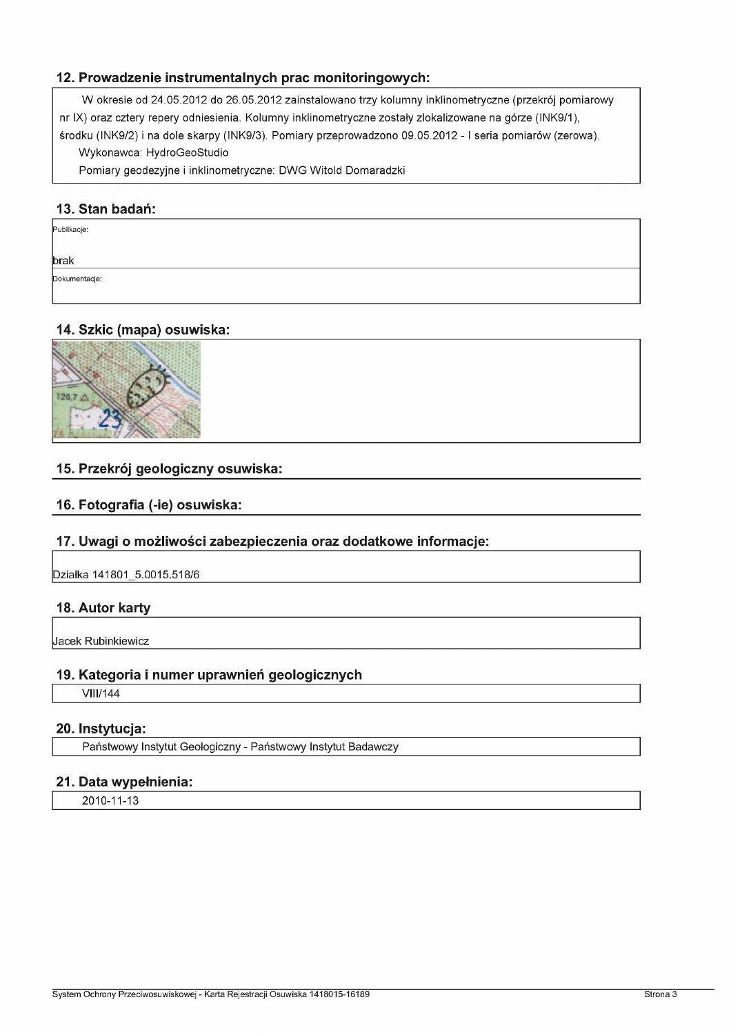## 12. Prowadzenie instrumentalnych prac monitoringowych:

W okresie od 24.05.2012 do 26.05.2012 zainstalowano trzy kolumny inklinometryczne (przekrój pomiarowy nr IX) oraz cztery repery odniesienia. Kolumny inklinometryczne zostały zlokalizowane na górze (INK9/1), środku (INK9/2) i na dole skarpy (INK9/3). Pomiary przeprowadzono 09.05.2012 - I seria pomiarów (zerowa).

Wykonawca: HydroGeoStudio

Pomiary geodezyjne i inklinometryczne: DWG Witold Domaradzki

## 13. Stan badań:

Publikacje:

brak

Dokumentacje:

## 14. Szkic (mapa) osuwiska:

## 15. Przekrój geologiczny osuwiska:

## 16. Fotografia (-ie) osuwiska:

## 17. Uwagi o możliwości zabezpieczenia oraz dodatkowe informacje:

Działka 141801_5.0015.518/6

## 18. Autor karty

Jacek Rubinkiewicz

## 19. Kategoria i numer uprawnień geologicznych

VIII/144

## 20. Instytucja:

Państwowy Instytut Geologiczny - Państwowy Instytut Badawczy

## 21. Data wypełnienia:

2010-11-13